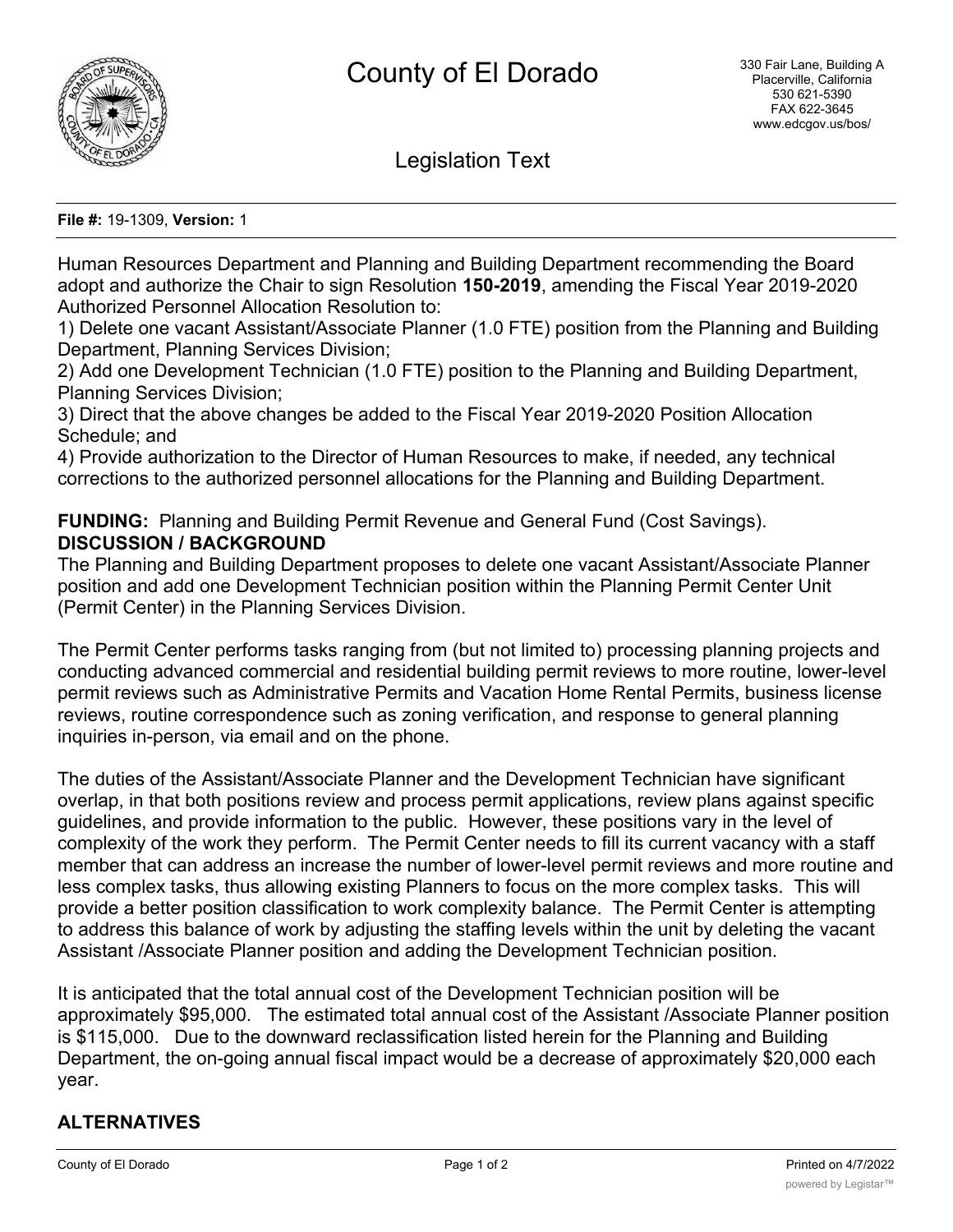# County of El Dorado

330 Fair Lane, Building A
Placerville, California
530 621-5390
FAX 622-3645
www.edcgov.us/bos/

## Legislation Text

**File #:** 19-1309, **Version:** 1

Human Resources Department and Planning and Building Department recommending the Board adopt and authorize the Chair to sign Resolution **150-2019**, amending the Fiscal Year 2019-2020 Authorized Personnel Allocation Resolution to:

1) Delete one vacant Assistant/Associate Planner (1.0 FTE) position from the Planning and Building Department, Planning Services Division;
2) Add one Development Technician (1.0 FTE) position to the Planning and Building Department, Planning Services Division;
3) Direct that the above changes be added to the Fiscal Year 2019-2020 Position Allocation Schedule; and
4) Provide authorization to the Director of Human Resources to make, if needed, any technical corrections to the authorized personnel allocations for the Planning and Building Department.

**FUNDING:** Planning and Building Permit Revenue and General Fund (Cost Savings).

**DISCUSSION / BACKGROUND**

The Planning and Building Department proposes to delete one vacant Assistant/Associate Planner position and add one Development Technician position within the Planning Permit Center Unit (Permit Center) in the Planning Services Division.

The Permit Center performs tasks ranging from (but not limited to) processing planning projects and conducting advanced commercial and residential building permit reviews to more routine, lower-level permit reviews such as Administrative Permits and Vacation Home Rental Permits, business license reviews, routine correspondence such as zoning verification, and response to general planning inquiries in-person, via email and on the phone.

The duties of the Assistant/Associate Planner and the Development Technician have significant overlap, in that both positions review and process permit applications, review plans against specific guidelines, and provide information to the public. However, these positions vary in the level of complexity of the work they perform. The Permit Center needs to fill its current vacancy with a staff member that can address an increase the number of lower-level permit reviews and more routine and less complex tasks, thus allowing existing Planners to focus on the more complex tasks. This will provide a better position classification to work complexity balance. The Permit Center is attempting to address this balance of work by adjusting the staffing levels within the unit by deleting the vacant Assistant /Associate Planner position and adding the Development Technician position.

It is anticipated that the total annual cost of the Development Technician position will be approximately $95,000. The estimated total annual cost of the Assistant /Associate Planner position is $115,000. Due to the downward reclassification listed herein for the Planning and Building Department, the on-going annual fiscal impact would be a decrease of approximately $20,000 each year.

**ALTERNATIVES**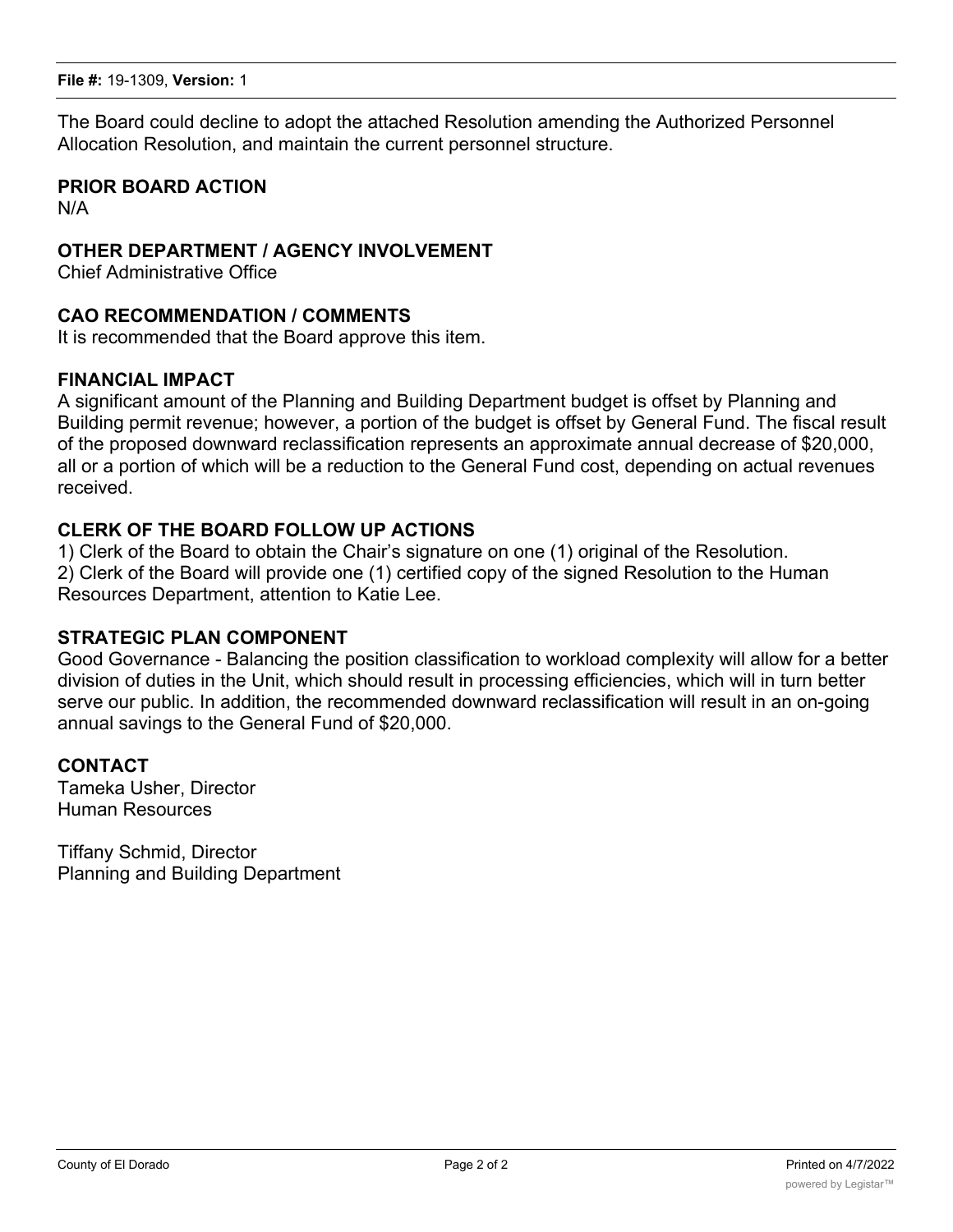The Board could decline to adopt the attached Resolution amending the Authorized Personnel Allocation Resolution, and maintain the current personnel structure.

## PRIOR BOARD ACTION

N/A

## OTHER DEPARTMENT / AGENCY INVOLVEMENT

Chief Administrative Office

## CAO RECOMMENDATION / COMMENTS

It is recommended that the Board approve this item.

## FINANCIAL IMPACT

A significant amount of the Planning and Building Department budget is offset by Planning and Building permit revenue; however, a portion of the budget is offset by General Fund. The fiscal result of the proposed downward reclassification represents an approximate annual decrease of $20,000, all or a portion of which will be a reduction to the General Fund cost, depending on actual revenues received.

## CLERK OF THE BOARD FOLLOW UP ACTIONS

1) Clerk of the Board to obtain the Chair's signature on one (1) original of the Resolution.
2) Clerk of the Board will provide one (1) certified copy of the signed Resolution to the Human Resources Department, attention to Katie Lee.

## STRATEGIC PLAN COMPONENT

Good Governance - Balancing the position classification to workload complexity will allow for a better division of duties in the Unit, which should result in processing efficiencies, which will in turn better serve our public. In addition, the recommended downward reclassification will result in an on-going annual savings to the General Fund of $20,000.

## CONTACT

Tameka Usher, Director
Human Resources

Tiffany Schmid, Director
Planning and Building Department